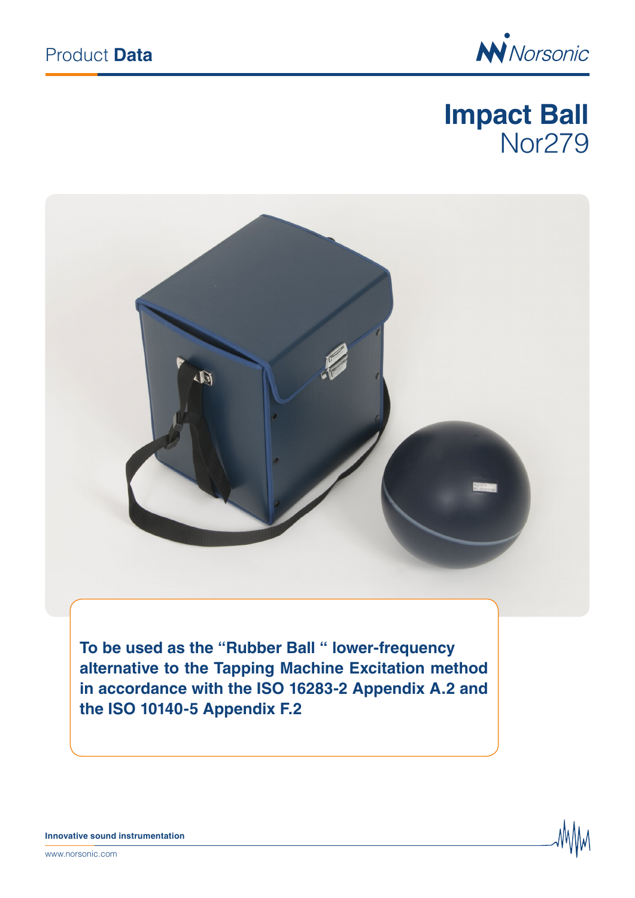Product **Data**

# Impact Ball
## Nor279

**To be used as the "Rubber Ball " lower-frequency alternative to the Tapping Machine Excitation method in accordance with the ISO 16283-2 Appendix A.2 and the ISO 10140-5 Appendix F.2**

**Innovative sound instrumentation**

www.norsonic.com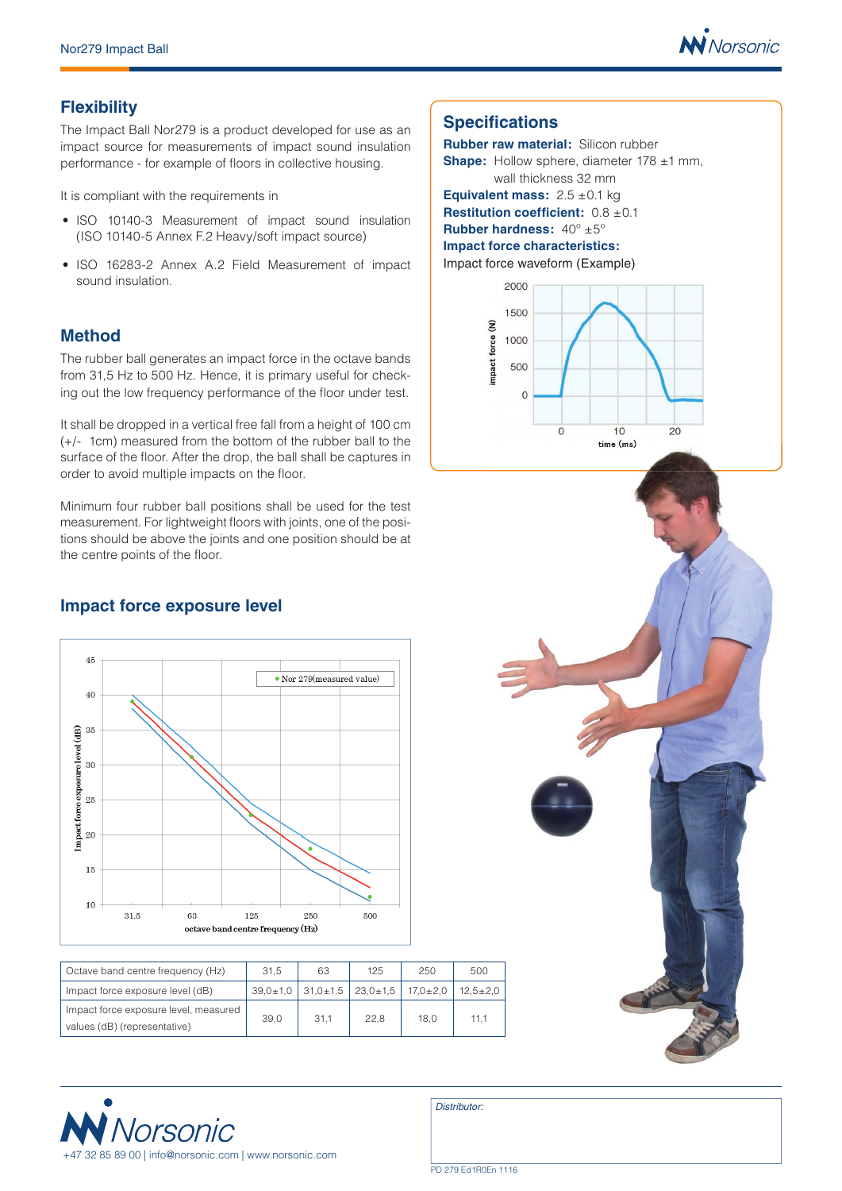## Flexibility

The Impact Ball Nor279 is a product developed for use as an impact source for measurements of impact sound insulation performance - for example of floors in collective housing.

It is compliant with the requirements in

- ISO 10140-3 Measurement of impact sound insulation (ISO 10140-5 Annex F.2 Heavy/soft impact source)
- ISO 16283-2 Annex A.2 Field Measurement of impact sound insulation.

## Method

The rubber ball generates an impact force in the octave bands from 31,5 Hz to 500 Hz. Hence, it is primary useful for checking out the low frequency performance of the floor under test.

It shall be dropped in a vertical free fall from a height of 100 cm (+/- 1cm) measured from the bottom of the rubber ball to the surface of the floor. After the drop, the ball shall be captures in order to avoid multiple impacts on the floor.

Minimum four rubber ball positions shall be used for the test measurement. For lightweight floors with joints, one of the positions should be above the joints and one position should be at the centre points of the floor.

## Impact force exposure level

Impact force exposure level (dB)
45
40
35
30
25
20
15
10
31.5
63
125
250
500
octave band centre frequency (Hz)
Nor 279(measured value)

| Octave band centre frequency (Hz) | 31,5 | 63 | 125 | 250 | 500 |
|---|---|---|---|---|---|
| Impact force exposure level (dB) | 39,0±1,0 | 31,0±1.5 | 23,0±1,5 | 17,0±2,0 | 12,5±2,0 |
| Impact force exposure level, measured values (dB) (representative) | 39,0 | 31,1 | 22,8 | 18,0 | 11,1 |

## Specifications

**Rubber raw material:** Silicon rubber
**Shape:** Hollow sphere, diameter 178 ±1 mm, wall thickness 32 mm
**Equivalent mass:** 2.5 ±0.1 kg
**Restitution coefficient:** 0.8 ±0.1
**Rubber hardness:** 40° ±5°
**Impact force characteristics:**
Impact force waveform (Example)

impact force (N)
2000
1500
1000
500
0
0
10
20
time (ms)

+47 32 85 89 00 | info@norsonic.com | www.norsonic.com

*Distributor:*

PD 279 Ed1R0En 1116